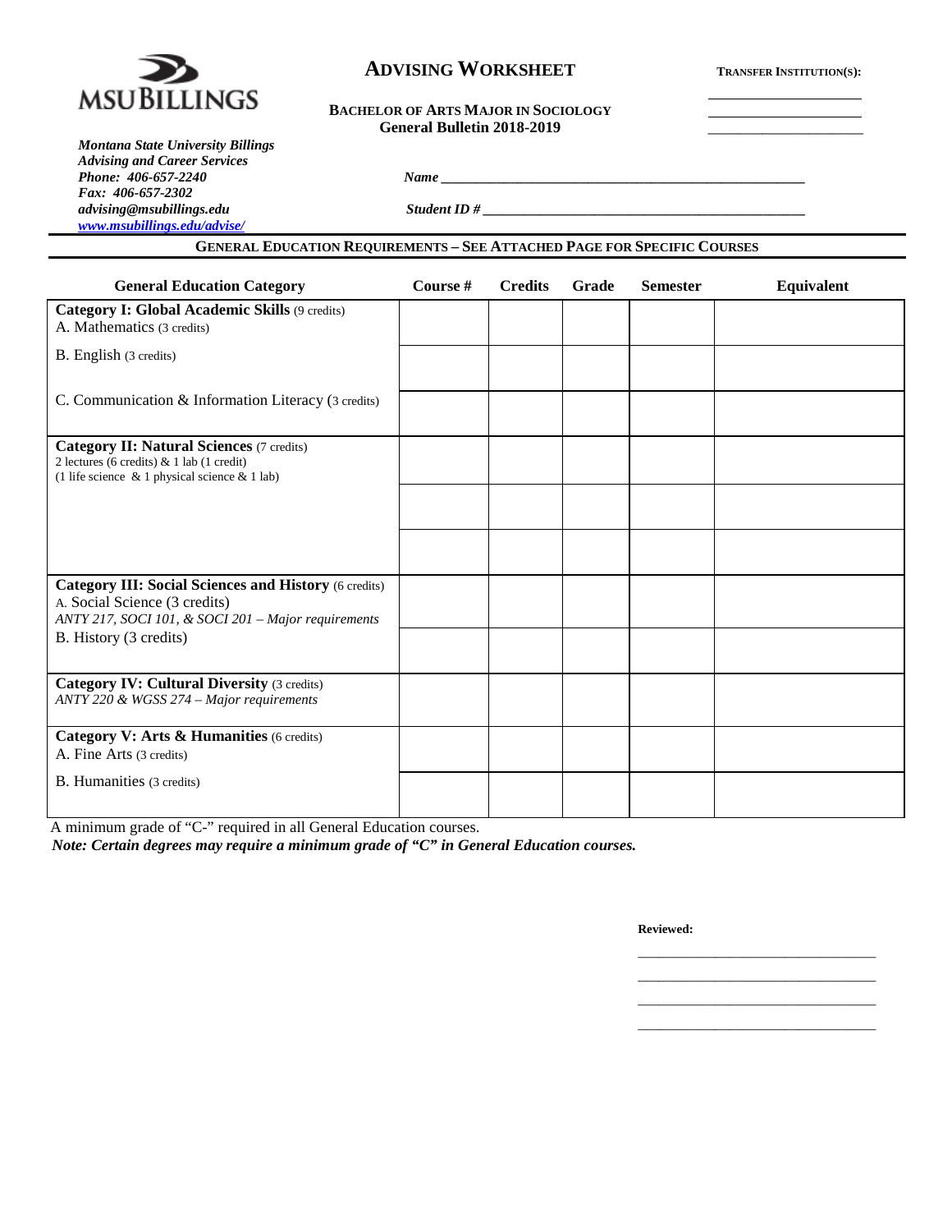MSU BILLINGS

# ADVISING WORKSHEET

**TRANSFER INSTITUTION(S):**

\_\_\_\_\_\_\_\_\_\_\_\_\_\_\_\_\_\_\_\_

\_\_\_\_\_\_\_\_\_\_\_\_\_\_\_\_\_\_\_\_

\_\_\_\_\_\_\_\_\_\_\_\_\_\_\_\_\_\_\_\_

**BACHELOR OF ARTS MAJOR IN SOCIOLOGY**
**General Bulletin 2018-2019**

***Montana State University Billings***
***Advising and Career Services***
***Phone: 406-657-2240***
***Fax: 406-657-2302***
***advising@msubillings.edu***
***www.msubillings.edu/advise/***

***Name*** \_\_\_\_\_\_\_\_\_\_\_\_\_\_\_\_\_\_\_\_\_\_\_\_\_\_\_\_\_\_\_\_\_\_\_\_\_\_\_\_\_\_\_\_\_\_\_\_

***Student ID #*** \_\_\_\_\_\_\_\_\_\_\_\_\_\_\_\_\_\_\_\_\_\_\_\_\_\_\_\_\_\_\_\_\_\_\_\_\_\_\_\_\_\_\_\_

## GENERAL EDUCATION REQUIREMENTS – SEE ATTACHED PAGE FOR SPECIFIC COURSES

| General Education Category | Course # | Credits | Grade | Semester | Equivalent |
|---|---|---|---|---|---|
| **Category I: Global Academic Skills** (9 credits)<br>A. Mathematics (3 credits) | | | | | |
| B. English (3 credits) | | | | | |
| C. Communication & Information Literacy (3 credits) | | | | | |
| **Category II: Natural Sciences** (7 credits)<br>2 lectures (6 credits) & 1 lab (1 credit)<br>(1 life science & 1 physical science & 1 lab) | | | | | |
| | | | | | |
| | | | | | |
| **Category III: Social Sciences and History** (6 credits)<br>A. Social Science (3 credits)<br>*ANTY 217, SOCI 101, & SOCI 201 – Major requirements* | | | | | |
| B. History (3 credits) | | | | | |
| **Category IV: Cultural Diversity** (3 credits)<br>*ANTY 220 & WGSS 274 – Major requirements* | | | | | |
| **Category V: Arts & Humanities** (6 credits)<br>A. Fine Arts (3 credits) | | | | | |
| B. Humanities (3 credits) | | | | | |

A minimum grade of "C-" required in all General Education courses.

***Note: Certain degrees may require a minimum grade of "C" in General Education courses.***

**Reviewed:**

\_\_\_\_\_\_\_\_\_\_\_\_\_\_\_\_\_\_\_\_\_\_\_\_\_\_\_\_\_\_\_\_

\_\_\_\_\_\_\_\_\_\_\_\_\_\_\_\_\_\_\_\_\_\_\_\_\_\_\_\_\_\_\_\_

\_\_\_\_\_\_\_\_\_\_\_\_\_\_\_\_\_\_\_\_\_\_\_\_\_\_\_\_\_\_\_\_

\_\_\_\_\_\_\_\_\_\_\_\_\_\_\_\_\_\_\_\_\_\_\_\_\_\_\_\_\_\_\_\_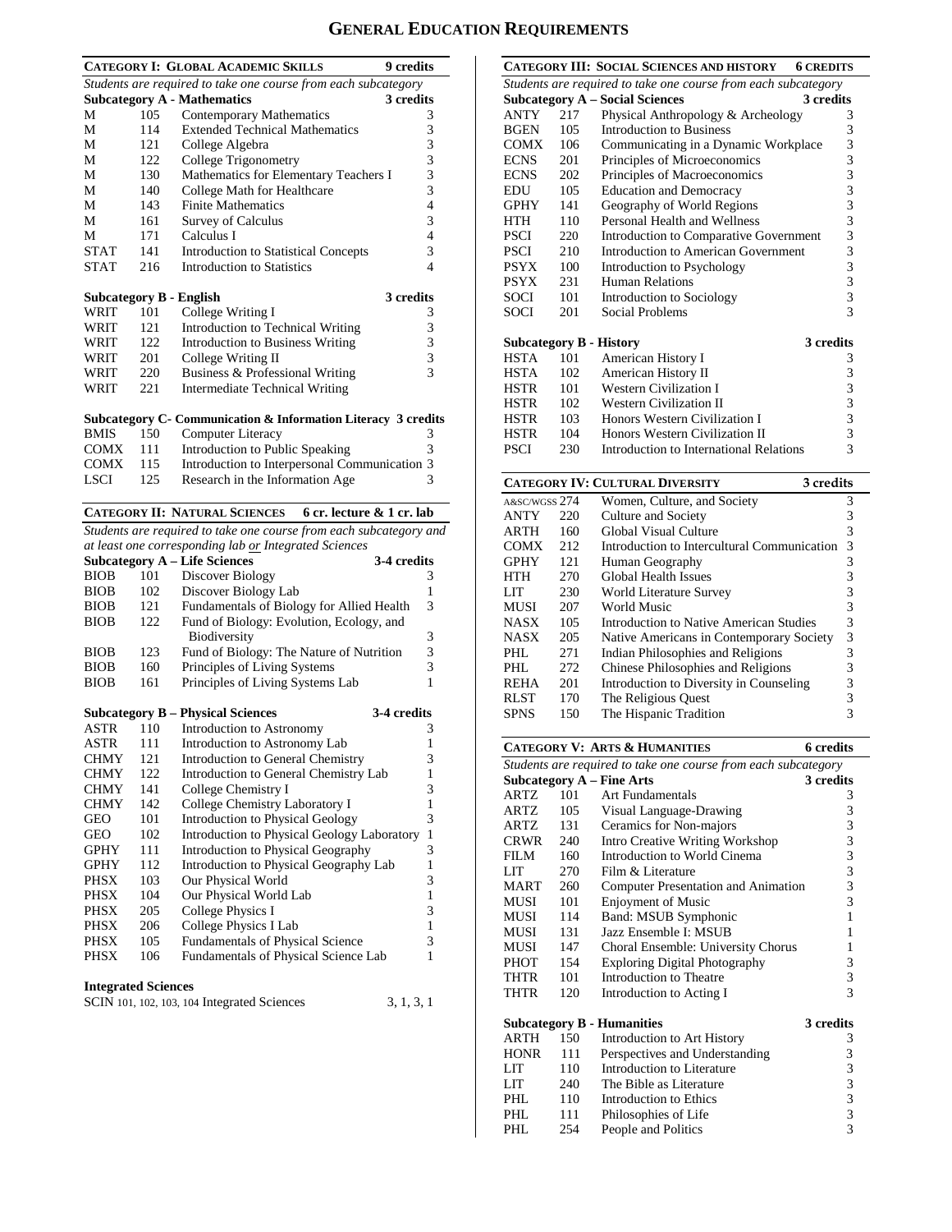# GENERAL EDUCATION REQUIREMENTS

## CATEGORY I: GLOBAL ACADEMIC SKILLS — 9 credits

*Students are required to take one course from each subcategory*

### Subcategory A - Mathematics — 3 credits

| | | | |
|---|---|---|---|
| M | 105 | Contemporary Mathematics | 3 |
| M | 114 | Extended Technical Mathematics | 3 |
| M | 121 | College Algebra | 3 |
| M | 122 | College Trigonometry | 3 |
| M | 130 | Mathematics for Elementary Teachers I | 3 |
| M | 140 | College Math for Healthcare | 3 |
| M | 143 | Finite Mathematics | 4 |
| M | 161 | Survey of Calculus | 3 |
| M | 171 | Calculus I | 4 |
| STAT | 141 | Introduction to Statistical Concepts | 3 |
| STAT | 216 | Introduction to Statistics | 4 |

### Subcategory B - English — 3 credits

| | | | |
|---|---|---|---|
| WRIT | 101 | College Writing I | 3 |
| WRIT | 121 | Introduction to Technical Writing | 3 |
| WRIT | 122 | Introduction to Business Writing | 3 |
| WRIT | 201 | College Writing II | 3 |
| WRIT | 220 | Business & Professional Writing | 3 |
| WRIT | 221 | Intermediate Technical Writing | |

### Subcategory C- Communication & Information Literacy — 3 credits

| | | | |
|---|---|---|---|
| BMIS | 150 | Computer Literacy | 3 |
| COMX | 111 | Introduction to Public Speaking | 3 |
| COMX | 115 | Introduction to Interpersonal Communication | 3 |
| LSCI | 125 | Research in the Information Age | 3 |

## CATEGORY II: NATURAL SCIENCES — 6 cr. lecture & 1 cr. lab

*Students are required to take one course from each subcategory and at least one corresponding lab or Integrated Sciences*

### Subcategory A – Life Sciences — 3-4 credits

| | | | |
|---|---|---|---|
| BIOB | 101 | Discover Biology | 3 |
| BIOB | 102 | Discover Biology Lab | 1 |
| BIOB | 121 | Fundamentals of Biology for Allied Health | 3 |
| BIOB | 122 | Fund of Biology: Evolution, Ecology, and Biodiversity | 3 |
| BIOB | 123 | Fund of Biology: The Nature of Nutrition | 3 |
| BIOB | 160 | Principles of Living Systems | 3 |
| BIOB | 161 | Principles of Living Systems Lab | 1 |

### Subcategory B – Physical Sciences — 3-4 credits

| | | | |
|---|---|---|---|
| ASTR | 110 | Introduction to Astronomy | 3 |
| ASTR | 111 | Introduction to Astronomy Lab | 1 |
| CHMY | 121 | Introduction to General Chemistry | 3 |
| CHMY | 122 | Introduction to General Chemistry Lab | 1 |
| CHMY | 141 | College Chemistry I | 3 |
| CHMY | 142 | College Chemistry Laboratory I | 1 |
| GEO | 101 | Introduction to Physical Geology | 3 |
| GEO | 102 | Introduction to Physical Geology Laboratory | 1 |
| GPHY | 111 | Introduction to Physical Geography | 3 |
| GPHY | 112 | Introduction to Physical Geography Lab | 1 |
| PHSX | 103 | Our Physical World | 3 |
| PHSX | 104 | Our Physical World Lab | 1 |
| PHSX | 205 | College Physics I | 3 |
| PHSX | 206 | College Physics I Lab | 1 |
| PHSX | 105 | Fundamentals of Physical Science | 3 |
| PHSX | 106 | Fundamentals of Physical Science Lab | 1 |

### Integrated Sciences

| | |
|---|---|
| SCIN 101, 102, 103, 104 Integrated Sciences | 3, 1, 3, 1 |

## CATEGORY III: SOCIAL SCIENCES AND HISTORY — 6 CREDITS

*Students are required to take one course from each subcategory*

### Subcategory A – Social Sciences — 3 credits

| | | | |
|---|---|---|---|
| ANTY | 217 | Physical Anthropology & Archeology | 3 |
| BGEN | 105 | Introduction to Business | 3 |
| COMX | 106 | Communicating in a Dynamic Workplace | 3 |
| ECNS | 201 | Principles of Microeconomics | 3 |
| ECNS | 202 | Principles of Macroeconomics | 3 |
| EDU | 105 | Education and Democracy | 3 |
| GPHY | 141 | Geography of World Regions | 3 |
| HTH | 110 | Personal Health and Wellness | 3 |
| PSCI | 220 | Introduction to Comparative Government | 3 |
| PSCI | 210 | Introduction to American Government | 3 |
| PSYX | 100 | Introduction to Psychology | 3 |
| PSYX | 231 | Human Relations | 3 |
| SOCI | 101 | Introduction to Sociology | 3 |
| SOCI | 201 | Social Problems | 3 |

### Subcategory B - History — 3 credits

| | | | |
|---|---|---|---|
| HSTA | 101 | American History I | 3 |
| HSTA | 102 | American History II | 3 |
| HSTR | 101 | Western Civilization I | 3 |
| HSTR | 102 | Western Civilization II | 3 |
| HSTR | 103 | Honors Western Civilization I | 3 |
| HSTR | 104 | Honors Western Civilization II | 3 |
| PSCI | 230 | Introduction to International Relations | 3 |

## CATEGORY IV: CULTURAL DIVERSITY — 3 credits

| | | | |
|---|---|---|---|
| A&SC/WGSS | 274 | Women, Culture, and Society | 3 |
| ANTY | 220 | Culture and Society | 3 |
| ARTH | 160 | Global Visual Culture | 3 |
| COMX | 212 | Introduction to Intercultural Communication | 3 |
| GPHY | 121 | Human Geography | 3 |
| HTH | 270 | Global Health Issues | 3 |
| LIT | 230 | World Literature Survey | 3 |
| MUSI | 207 | World Music | 3 |
| NASX | 105 | Introduction to Native American Studies | 3 |
| NASX | 205 | Native Americans in Contemporary Society | 3 |
| PHL | 271 | Indian Philosophies and Religions | 3 |
| PHL | 272 | Chinese Philosophies and Religions | 3 |
| REHA | 201 | Introduction to Diversity in Counseling | 3 |
| RLST | 170 | The Religious Quest | 3 |
| SPNS | 150 | The Hispanic Tradition | 3 |

## CATEGORY V: ARTS & HUMANITIES — 6 credits

*Students are required to take one course from each subcategory*

### Subcategory A – Fine Arts — 3 credits

| | | | |
|---|---|---|---|
| ARTZ | 101 | Art Fundamentals | 3 |
| ARTZ | 105 | Visual Language-Drawing | 3 |
| ARTZ | 131 | Ceramics for Non-majors | 3 |
| CRWR | 240 | Intro Creative Writing Workshop | 3 |
| FILM | 160 | Introduction to World Cinema | 3 |
| LIT | 270 | Film & Literature | 3 |
| MART | 260 | Computer Presentation and Animation | 3 |
| MUSI | 101 | Enjoyment of Music | 3 |
| MUSI | 114 | Band: MSUB Symphonic | 1 |
| MUSI | 131 | Jazz Ensemble I: MSUB | 1 |
| MUSI | 147 | Choral Ensemble: University Chorus | 1 |
| PHOT | 154 | Exploring Digital Photography | 3 |
| THTR | 101 | Introduction to Theatre | 3 |
| THTR | 120 | Introduction to Acting I | 3 |

### Subcategory B - Humanities — 3 credits

| | | | |
|---|---|---|---|
| ARTH | 150 | Introduction to Art History | 3 |
| HONR | 111 | Perspectives and Understanding | 3 |
| LIT | 110 | Introduction to Literature | 3 |
| LIT | 240 | The Bible as Literature | 3 |
| PHL | 110 | Introduction to Ethics | 3 |
| PHL | 111 | Philosophies of Life | 3 |
| PHL | 254 | People and Politics | 3 |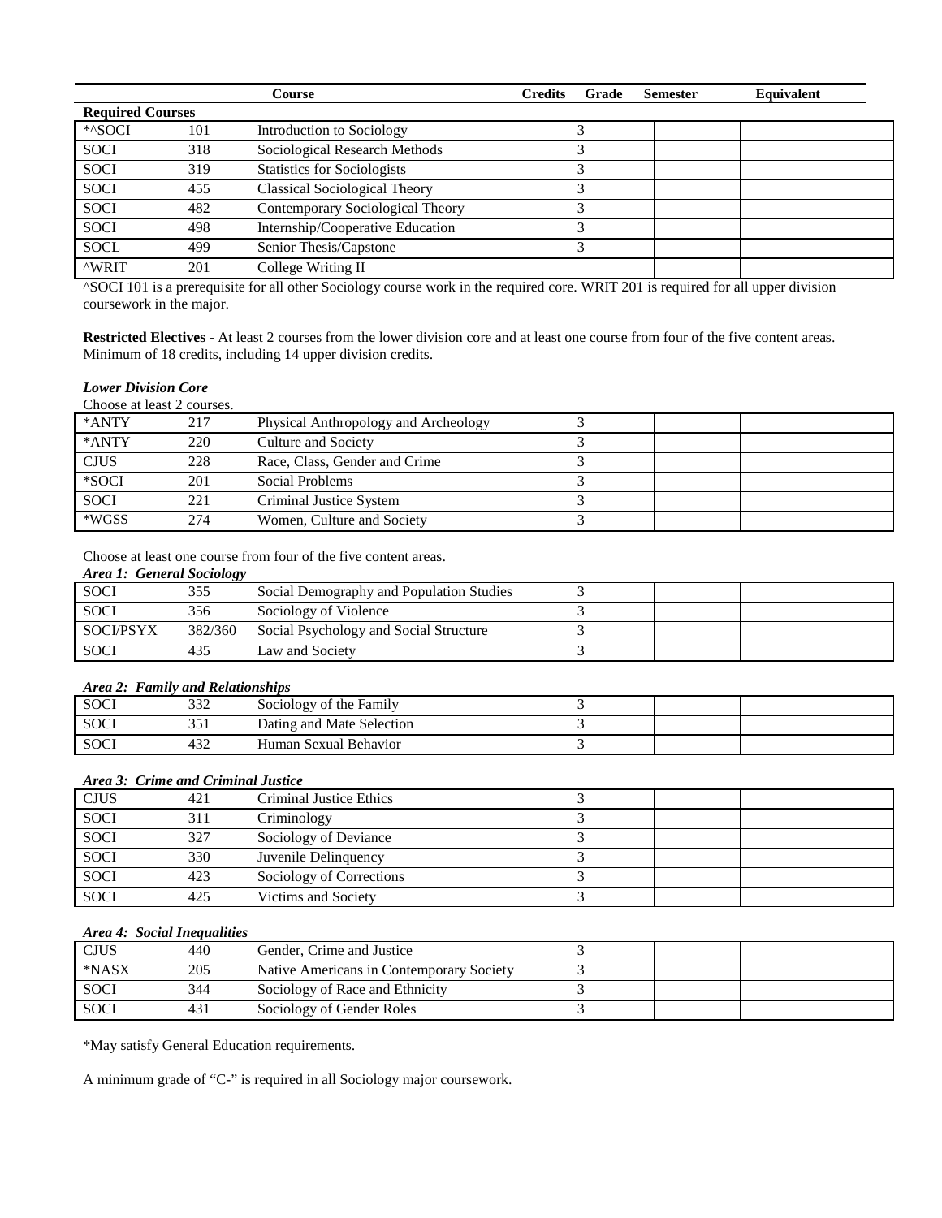| Course | | | Credits | Grade | Semester | Equivalent |
|---|---|---|---|---|---|---|
| **Required Courses** | | | | | | |
| *^SOCI | 101 | Introduction to Sociology | 3 | | | |
| SOCI | 318 | Sociological Research Methods | 3 | | | |
| SOCI | 319 | Statistics for Sociologists | 3 | | | |
| SOCI | 455 | Classical Sociological Theory | 3 | | | |
| SOCI | 482 | Contemporary Sociological Theory | 3 | | | |
| SOCI | 498 | Internship/Cooperative Education | 3 | | | |
| SOCL | 499 | Senior Thesis/Capstone | 3 | | | |
| ^WRIT | 201 | College Writing II | | | | |

^SOCI 101 is a prerequisite for all other Sociology course work in the required core. WRIT 201 is required for all upper division coursework in the major.

**Restricted Electives** - At least 2 courses from the lower division core and at least one course from four of the five content areas. Minimum of 18 credits, including 14 upper division credits.

***Lower Division Core***

Choose at least 2 courses.

| | | | | | | |
|---|---|---|---|---|---|---|
| *ANTY | 217 | Physical Anthropology and Archeology | 3 | | | |
| *ANTY | 220 | Culture and Society | 3 | | | |
| CJUS | 228 | Race, Class, Gender and Crime | 3 | | | |
| *SOCI | 201 | Social Problems | 3 | | | |
| SOCI | 221 | Criminal Justice System | 3 | | | |
| *WGSS | 274 | Women, Culture and Society | 3 | | | |

Choose at least one course from four of the five content areas.

***Area 1: General Sociology***

| | | | | | | |
|---|---|---|---|---|---|---|
| SOCI | 355 | Social Demography and Population Studies | 3 | | | |
| SOCI | 356 | Sociology of Violence | 3 | | | |
| SOCI/PSYX | 382/360 | Social Psychology and Social Structure | 3 | | | |
| SOCI | 435 | Law and Society | 3 | | | |

***Area 2: Family and Relationships***

| | | | | | | |
|---|---|---|---|---|---|---|
| SOCI | 332 | Sociology of the Family | 3 | | | |
| SOCI | 351 | Dating and Mate Selection | 3 | | | |
| SOCI | 432 | Human Sexual Behavior | 3 | | | |

***Area 3: Crime and Criminal Justice***

| | | | | | | |
|---|---|---|---|---|---|---|
| CJUS | 421 | Criminal Justice Ethics | 3 | | | |
| SOCI | 311 | Criminology | 3 | | | |
| SOCI | 327 | Sociology of Deviance | 3 | | | |
| SOCI | 330 | Juvenile Delinquency | 3 | | | |
| SOCI | 423 | Sociology of Corrections | 3 | | | |
| SOCI | 425 | Victims and Society | 3 | | | |

***Area 4: Social Inequalities***

| | | | | | | |
|---|---|---|---|---|---|---|
| CJUS | 440 | Gender, Crime and Justice | 3 | | | |
| *NASX | 205 | Native Americans in Contemporary Society | 3 | | | |
| SOCI | 344 | Sociology of Race and Ethnicity | 3 | | | |
| SOCI | 431 | Sociology of Gender Roles | 3 | | | |

*May satisfy General Education requirements.

A minimum grade of "C-" is required in all Sociology major coursework.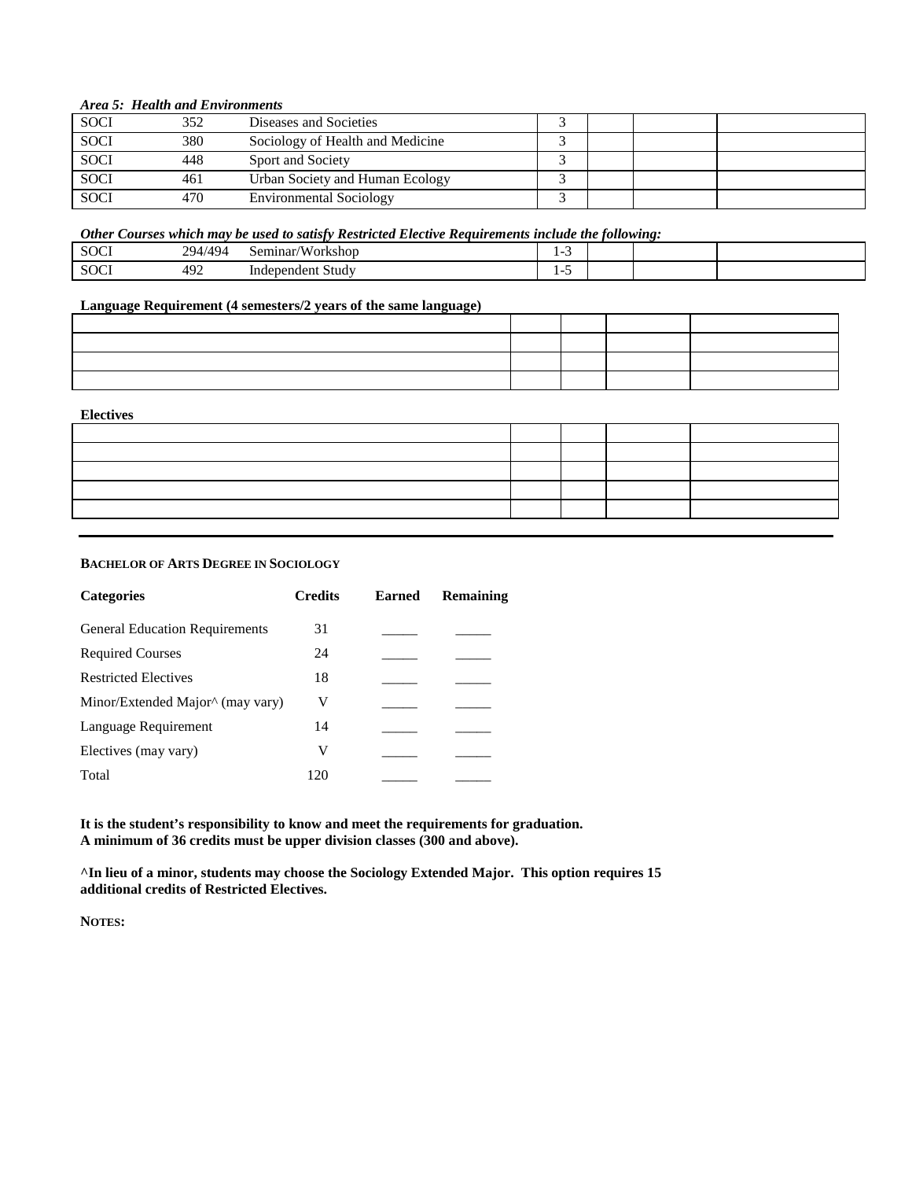***Area 5: Health and Environments***

| | | | | | | |
|---|---|---|---|---|---|---|
| SOCI | 352 | Diseases and Societies | 3 | | | |
| SOCI | 380 | Sociology of Health and Medicine | 3 | | | |
| SOCI | 448 | Sport and Society | 3 | | | |
| SOCI | 461 | Urban Society and Human Ecology | 3 | | | |
| SOCI | 470 | Environmental Sociology | 3 | | | |

***Other Courses which may be used to satisfy Restricted Elective Requirements include the following:***

| | | | | | | |
|---|---|---|---|---|---|---|
| SOCI | 294/494 | Seminar/Workshop | 1-3 | | | |
| SOCI | 492 | Independent Study | 1-5 | | | |

**Language Requirement (4 semesters/2 years of the same language)**

| | | | | |
|---|---|---|---|---|
| | | | | |
| | | | | |
| | | | | |
| | | | | |

**Electives**

| | | | | |
|---|---|---|---|---|
| | | | | |
| | | | | |
| | | | | |
| | | | | |
| | | | | |

---

**BACHELOR OF ARTS DEGREE IN SOCIOLOGY**

| **Categories** | **Credits** | **Earned** | **Remaining** |
|---|---|---|---|
| General Education Requirements | 31 | _____ | _____ |
| Required Courses | 24 | _____ | _____ |
| Restricted Electives | 18 | _____ | _____ |
| Minor/Extended Major^ (may vary) | V | _____ | _____ |
| Language Requirement | 14 | _____ | _____ |
| Electives (may vary) | V | _____ | _____ |
| Total | 120 | _____ | _____ |

**It is the student's responsibility to know and meet the requirements for graduation.**
**A minimum of 36 credits must be upper division classes (300 and above).**

**^In lieu of a minor, students may choose the Sociology Extended Major. This option requires 15 additional credits of Restricted Electives.**

**NOTES:**